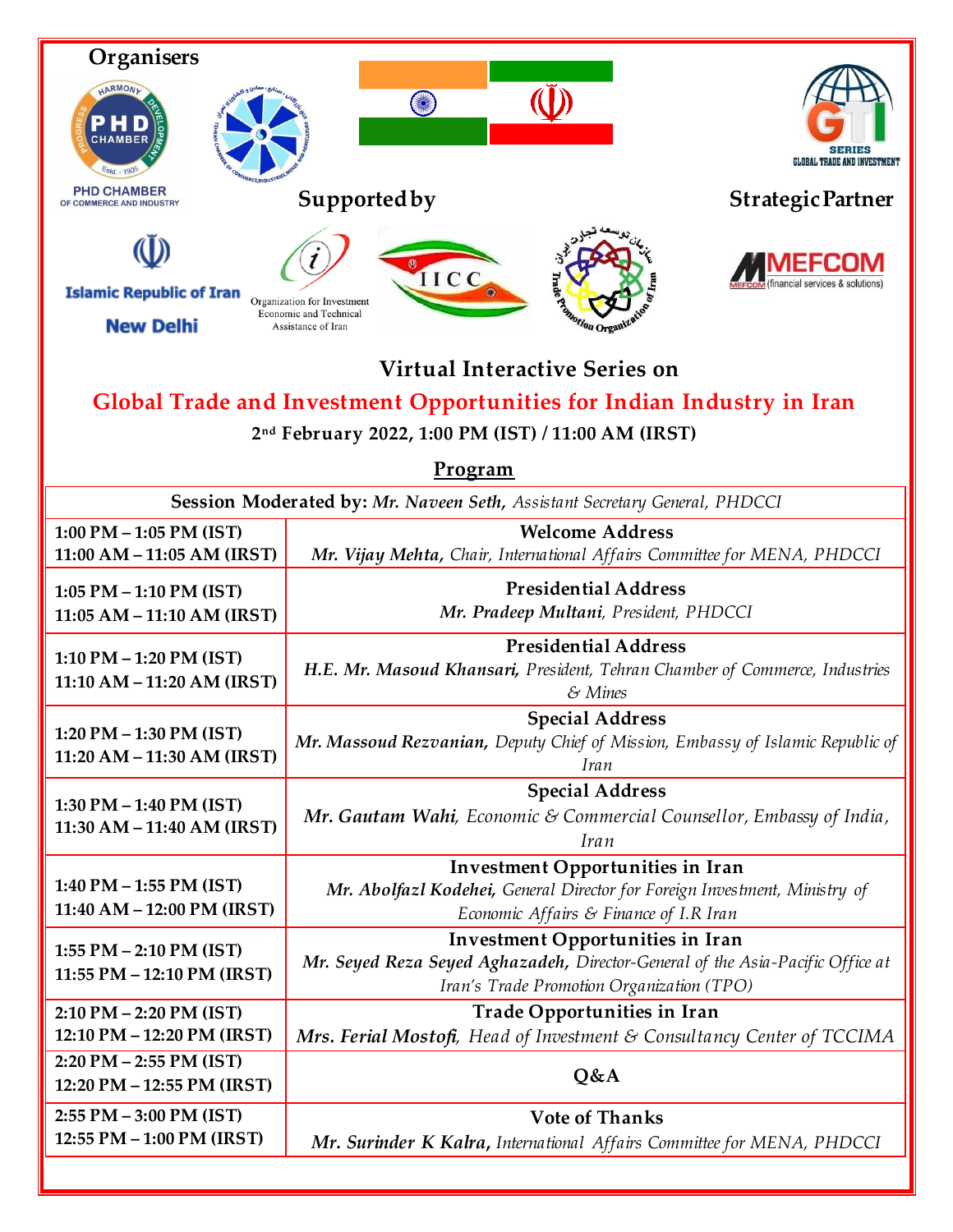**Organisers**

PHD CHAMBER OF COMMERCE AND INDUSTRY

**Supported by**

Islamic Republic of Iran New Delhi

Organization for Investment Economic and Technical Assistance of Iran

IICC

Trade Promotion Organization of Iran

**Strategic Partner**

MEFCOM (financial services & solutions)

SERIES GLOBAL TRADE AND INVESTMENT

## Virtual Interactive Series on

## Global Trade and Investment Opportunities for Indian Industry in Iran

**2nd February 2022, 1:00 PM (IST) / 11:00 AM (IRST)**

### Program

| **Session Moderated by:** *Mr. Naveen Seth, Assistant Secretary General, PHDCCI* | |
|---|---|
| **1:00 PM – 1:05 PM (IST)** **11:00 AM – 11:05 AM (IRST)** | **Welcome Address** *Mr. Vijay Mehta, Chair, International Affairs Committee for MENA, PHDCCI* |
| **1:05 PM – 1:10 PM (IST)** **11:05 AM – 11:10 AM (IRST)** | **Presidential Address** *Mr. Pradeep Multani, President, PHDCCI* |
| **1:10 PM – 1:20 PM (IST)** **11:10 AM – 11:20 AM (IRST)** | **Presidential Address** *H.E. Mr. Masoud Khansari, President, Tehran Chamber of Commerce, Industries & Mines* |
| **1:20 PM – 1:30 PM (IST)** **11:20 AM – 11:30 AM (IRST)** | **Special Address** *Mr. Massoud Rezvanian, Deputy Chief of Mission, Embassy of Islamic Republic of Iran* |
| **1:30 PM – 1:40 PM (IST)** **11:30 AM – 11:40 AM (IRST)** | **Special Address** *Mr. Gautam Wahi, Economic & Commercial Counsellor, Embassy of India, Iran* |
| **1:40 PM – 1:55 PM (IST)** **11:40 AM – 12:00 PM (IRST)** | **Investment Opportunities in Iran** *Mr. Abolfazl Kodehei, General Director for Foreign Investment, Ministry of Economic Affairs & Finance of I.R Iran* |
| **1:55 PM – 2:10 PM (IST)** **11:55 PM – 12:10 PM (IRST)** | **Investment Opportunities in Iran** *Mr. Seyed Reza Seyed Aghazadeh, Director-General of the Asia-Pacific Office at Iran's Trade Promotion Organization (TPO)* |
| **2:10 PM – 2:20 PM (IST)** **12:10 PM – 12:20 PM (IRST)** | **Trade Opportunities in Iran** *Mrs. Ferial Mostofi, Head of Investment & Consultancy Center of TCCIMA* |
| **2:20 PM – 2:55 PM (IST)** **12:20 PM – 12:55 PM (IRST)** | **Q&A** |
| **2:55 PM – 3:00 PM (IST)** **12:55 PM – 1:00 PM (IRST)** | **Vote of Thanks** *Mr. Surinder K Kalra, International Affairs Committee for MENA, PHDCCI* |